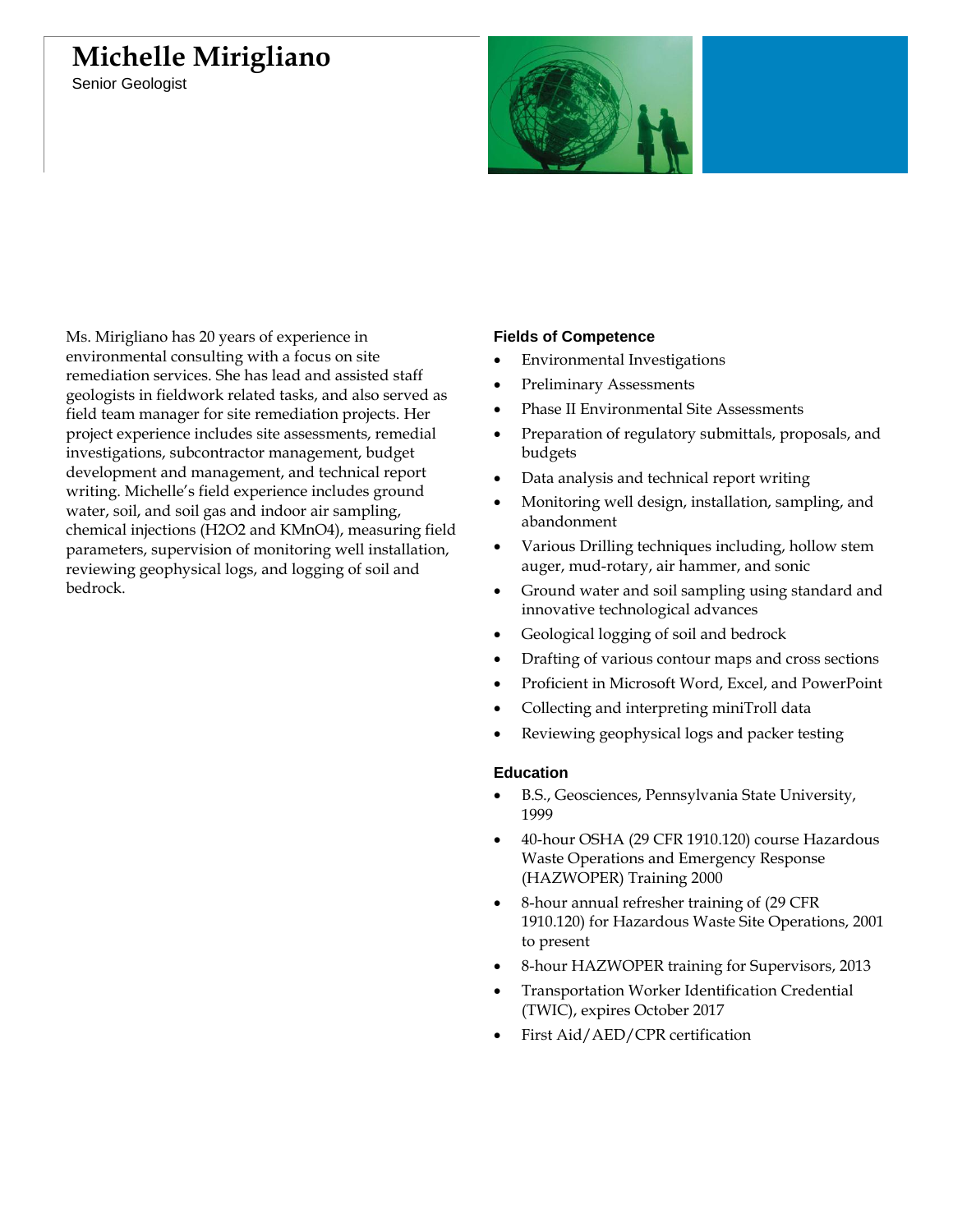# Michelle Mirigliano

Senior Geologist

Ms. Mirigliano has 20 years of experience in environmental consulting with a focus on site remediation services. She has lead and assisted staff geologists in fieldwork related tasks, and also served as field team manager for site remediation projects. Her project experience includes site assessments, remedial investigations, subcontractor management, budget development and management, and technical report writing. Michelle's field experience includes ground water, soil, and soil gas and indoor air sampling, chemical injections ($H_2O_2$ and $KMnO_4$), measuring field parameters, supervision of monitoring well installation, reviewing geophysical logs, and logging of soil and bedrock.

### Fields of Competence

- Environmental Investigations
- Preliminary Assessments
- Phase II Environmental Site Assessments
- Preparation of regulatory submittals, proposals, and budgets
- Data analysis and technical report writing
- Monitoring well design, installation, sampling, and abandonment
- Various Drilling techniques including, hollow stem auger, mud-rotary, air hammer, and sonic
- Ground water and soil sampling using standard and innovative technological advances
- Geological logging of soil and bedrock
- Drafting of various contour maps and cross sections
- Proficient in Microsoft Word, Excel, and PowerPoint
- Collecting and interpreting miniTroll data
- Reviewing geophysical logs and packer testing

### Education

- B.S., Geosciences, Pennsylvania State University, 1999
- 40-hour OSHA (29 CFR 1910.120) course Hazardous Waste Operations and Emergency Response (HAZWOPER) Training 2000
- 8-hour annual refresher training of (29 CFR 1910.120) for Hazardous Waste Site Operations, 2001 to present
- 8-hour HAZWOPER training for Supervisors, 2013
- Transportation Worker Identification Credential (TWIC), expires October 2017
- First Aid/AED/CPR certification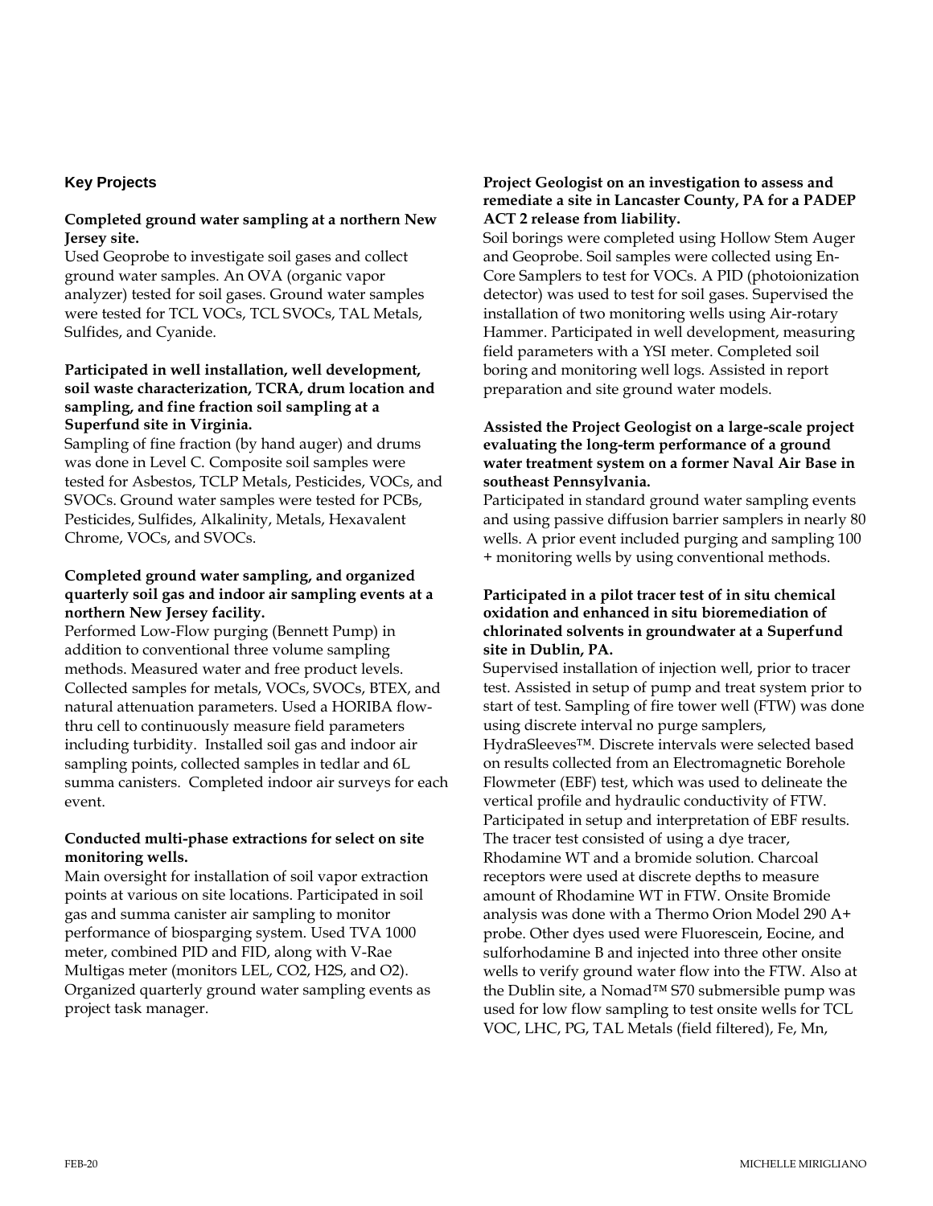## Key Projects

**Completed ground water sampling at a northern New Jersey site.**
Used Geoprobe to investigate soil gases and collect ground water samples. An OVA (organic vapor analyzer) tested for soil gases. Ground water samples were tested for TCL VOCs, TCL SVOCs, TAL Metals, Sulfides, and Cyanide.

**Participated in well installation, well development, soil waste characterization, TCRA, drum location and sampling, and fine fraction soil sampling at a Superfund site in Virginia.**
Sampling of fine fraction (by hand auger) and drums was done in Level C. Composite soil samples were tested for Asbestos, TCLP Metals, Pesticides, VOCs, and SVOCs. Ground water samples were tested for PCBs, Pesticides, Sulfides, Alkalinity, Metals, Hexavalent Chrome, VOCs, and SVOCs.

**Completed ground water sampling, and organized quarterly soil gas and indoor air sampling events at a northern New Jersey facility.**
Performed Low-Flow purging (Bennett Pump) in addition to conventional three volume sampling methods. Measured water and free product levels. Collected samples for metals, VOCs, SVOCs, BTEX, and natural attenuation parameters. Used a HORIBA flow-thru cell to continuously measure field parameters including turbidity. Installed soil gas and indoor air sampling points, collected samples in tedlar and 6L summa canisters. Completed indoor air surveys for each event.

**Conducted multi-phase extractions for select on site monitoring wells.**
Main oversight for installation of soil vapor extraction points at various on site locations. Participated in soil gas and summa canister air sampling to monitor performance of biosparging system. Used TVA 1000 meter, combined PID and FID, along with V-Rae Multigas meter (monitors LEL, $CO_2$, $H_2S$, and $O_2$). Organized quarterly ground water sampling events as project task manager.

**Project Geologist on an investigation to assess and remediate a site in Lancaster County, PA for a PADEP ACT 2 release from liability.**
Soil borings were completed using Hollow Stem Auger and Geoprobe. Soil samples were collected using En-Core Samplers to test for VOCs. A PID (photoionization detector) was used to test for soil gases. Supervised the installation of two monitoring wells using Air-rotary Hammer. Participated in well development, measuring field parameters with a YSI meter. Completed soil boring and monitoring well logs. Assisted in report preparation and site ground water models.

**Assisted the Project Geologist on a large-scale project evaluating the long-term performance of a ground water treatment system on a former Naval Air Base in southeast Pennsylvania.**
Participated in standard ground water sampling events and using passive diffusion barrier samplers in nearly 80 wells. A prior event included purging and sampling 100 + monitoring wells by using conventional methods.

**Participated in a pilot tracer test of in situ chemical oxidation and enhanced in situ bioremediation of chlorinated solvents in groundwater at a Superfund site in Dublin, PA.**
Supervised installation of injection well, prior to tracer test. Assisted in setup of pump and treat system prior to start of test. Sampling of fire tower well (FTW) was done using discrete interval no purge samplers, HydraSleeves™. Discrete intervals were selected based on results collected from an Electromagnetic Borehole Flowmeter (EBF) test, which was used to delineate the vertical profile and hydraulic conductivity of FTW. Participated in setup and interpretation of EBF results. The tracer test consisted of using a dye tracer, Rhodamine WT and a bromide solution. Charcoal receptors were used at discrete depths to measure amount of Rhodamine WT in FTW. Onsite Bromide analysis was done with a Thermo Orion Model 290 A+ probe. Other dyes used were Fluorescein, Eocine, and sulforhodamine B and injected into three other onsite wells to verify ground water flow into the FTW. Also at the Dublin site, a Nomad™ S70 submersible pump was used for low flow sampling to test onsite wells for TCL VOC, LHC, PG, TAL Metals (field filtered), Fe, Mn,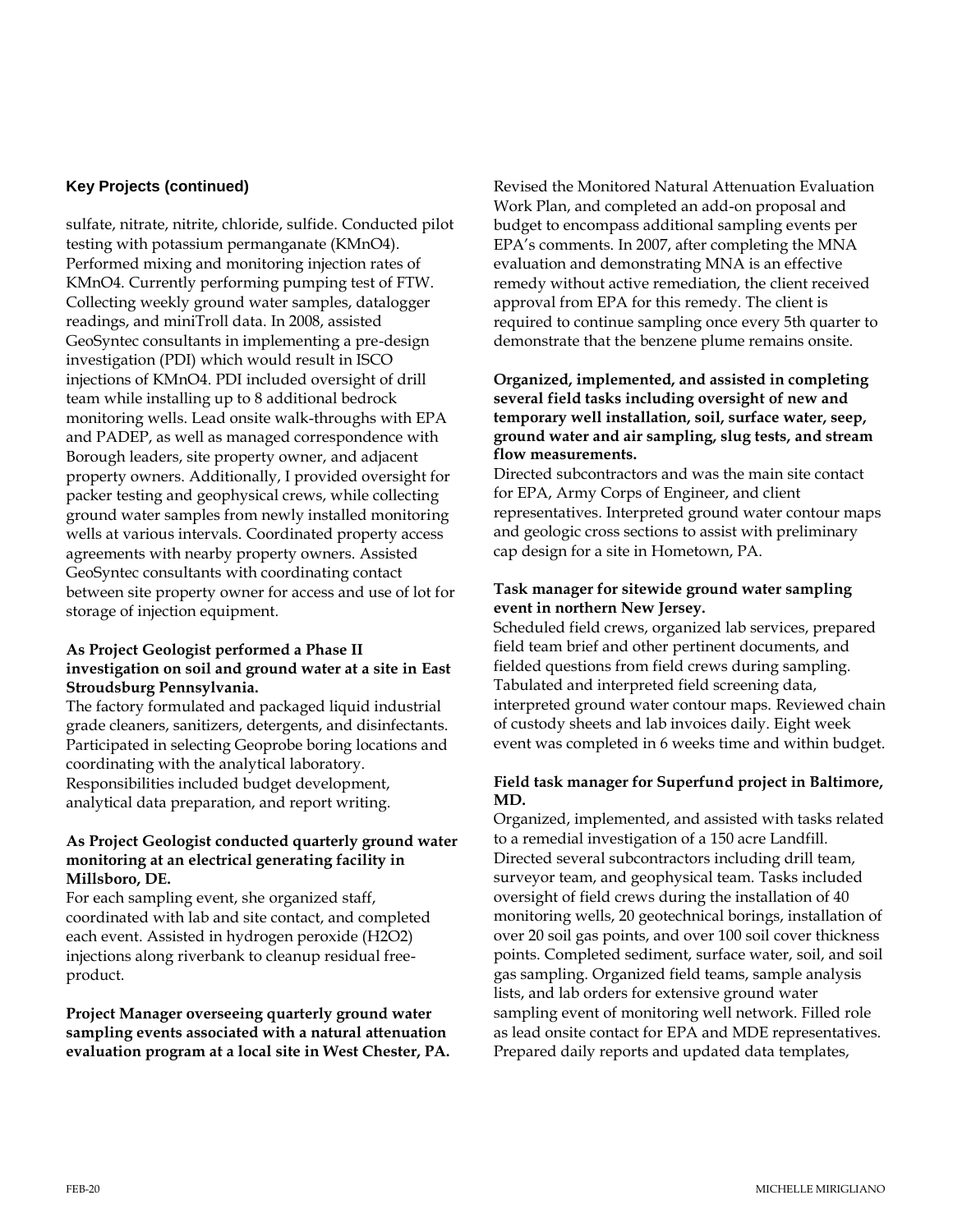## Key Projects (continued)

sulfate, nitrate, nitrite, chloride, sulfide. Conducted pilot testing with potassium permanganate ($KMnO_4$). Performed mixing and monitoring injection rates of $KMnO_4$. Currently performing pumping test of FTW. Collecting weekly ground water samples, datalogger readings, and miniTroll data. In 2008, assisted GeoSyntec consultants in implementing a pre-design investigation (PDI) which would result in ISCO injections of $KMnO_4$. PDI included oversight of drill team while installing up to 8 additional bedrock monitoring wells. Lead onsite walk-throughs with EPA and PADEP, as well as managed correspondence with Borough leaders, site property owner, and adjacent property owners. Additionally, I provided oversight for packer testing and geophysical crews, while collecting ground water samples from newly installed monitoring wells at various intervals. Coordinated property access agreements with nearby property owners. Assisted GeoSyntec consultants with coordinating contact between site property owner for access and use of lot for storage of injection equipment.

**As Project Geologist performed a Phase II investigation on soil and ground water at a site in East Stroudsburg Pennsylvania.**
The factory formulated and packaged liquid industrial grade cleaners, sanitizers, detergents, and disinfectants. Participated in selecting Geoprobe boring locations and coordinating with the analytical laboratory. Responsibilities included budget development, analytical data preparation, and report writing.

**As Project Geologist conducted quarterly ground water monitoring at an electrical generating facility in Millsboro, DE.**
For each sampling event, she organized staff, coordinated with lab and site contact, and completed each event. Assisted in hydrogen peroxide ($H_2O_2$) injections along riverbank to cleanup residual free-product.

**Project Manager overseeing quarterly ground water sampling events associated with a natural attenuation evaluation program at a local site in West Chester, PA.**
Revised the Monitored Natural Attenuation Evaluation Work Plan, and completed an add-on proposal and budget to encompass additional sampling events per EPA's comments. In 2007, after completing the MNA evaluation and demonstrating MNA is an effective remedy without active remediation, the client received approval from EPA for this remedy. The client is required to continue sampling once every 5th quarter to demonstrate that the benzene plume remains onsite.

**Organized, implemented, and assisted in completing several field tasks including oversight of new and temporary well installation, soil, surface water, seep, ground water and air sampling, slug tests, and stream flow measurements.**
Directed subcontractors and was the main site contact for EPA, Army Corps of Engineer, and client representatives. Interpreted ground water contour maps and geologic cross sections to assist with preliminary cap design for a site in Hometown, PA.

**Task manager for sitewide ground water sampling event in northern New Jersey.**
Scheduled field crews, organized lab services, prepared field team brief and other pertinent documents, and fielded questions from field crews during sampling. Tabulated and interpreted field screening data, interpreted ground water contour maps. Reviewed chain of custody sheets and lab invoices daily. Eight week event was completed in 6 weeks time and within budget.

**Field task manager for Superfund project in Baltimore, MD.**
Organized, implemented, and assisted with tasks related to a remedial investigation of a 150 acre Landfill. Directed several subcontractors including drill team, surveyor team, and geophysical team. Tasks included oversight of field crews during the installation of 40 monitoring wells, 20 geotechnical borings, installation of over 20 soil gas points, and over 100 soil cover thickness points. Completed sediment, surface water, soil, and soil gas sampling. Organized field teams, sample analysis lists, and lab orders for extensive ground water sampling event of monitoring well network. Filled role as lead onsite contact for EPA and MDE representatives. Prepared daily reports and updated data templates,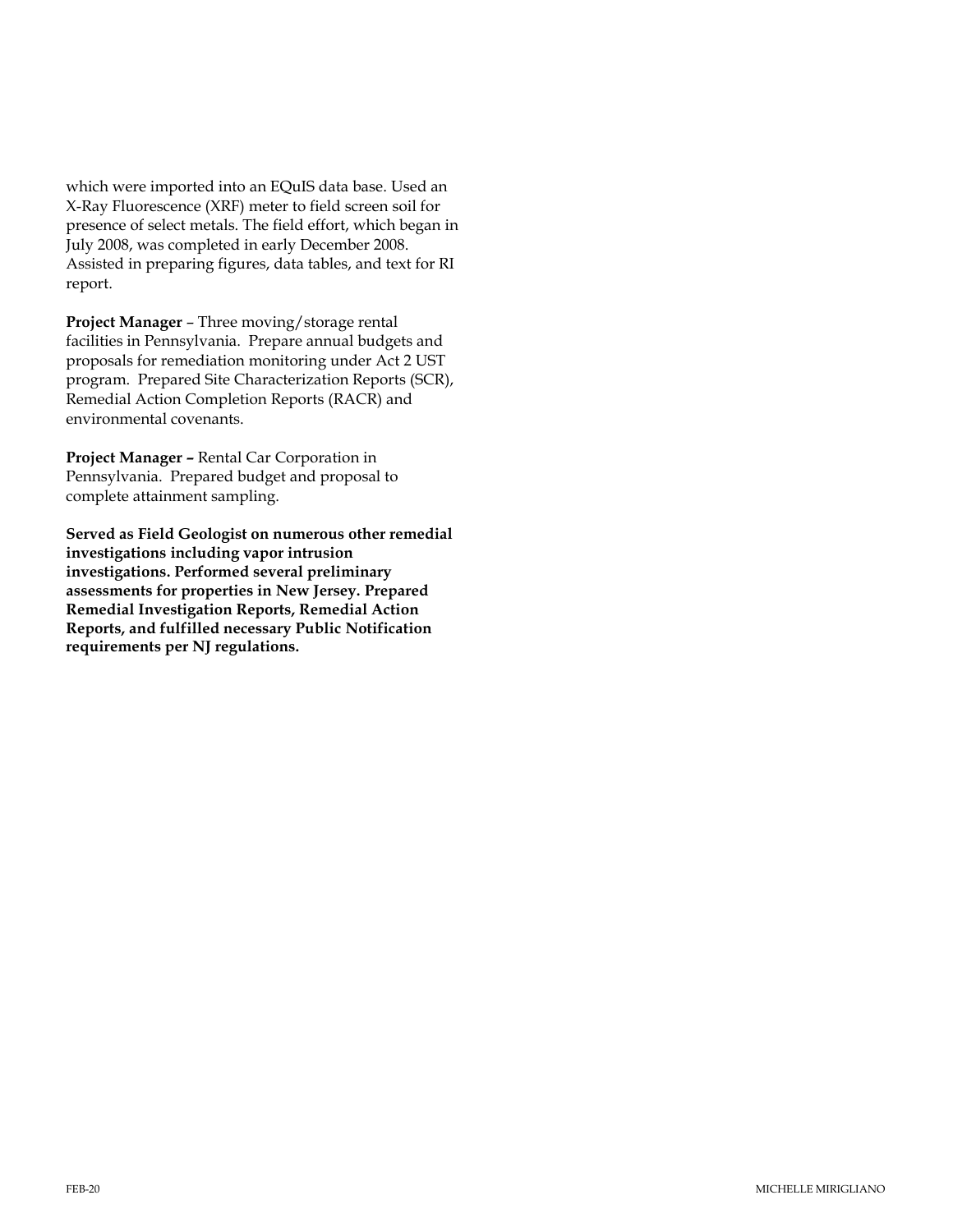which were imported into an EQuIS data base. Used an X-Ray Fluorescence (XRF) meter to field screen soil for presence of select metals. The field effort, which began in July 2008, was completed in early December 2008. Assisted in preparing figures, data tables, and text for RI report.

**Project Manager** – Three moving/storage rental facilities in Pennsylvania. Prepare annual budgets and proposals for remediation monitoring under Act 2 UST program. Prepared Site Characterization Reports (SCR), Remedial Action Completion Reports (RACR) and environmental covenants.

**Project Manager –** Rental Car Corporation in Pennsylvania. Prepared budget and proposal to complete attainment sampling.

**Served as Field Geologist on numerous other remedial investigations including vapor intrusion investigations. Performed several preliminary assessments for properties in New Jersey. Prepared Remedial Investigation Reports, Remedial Action Reports, and fulfilled necessary Public Notification requirements per NJ regulations.**